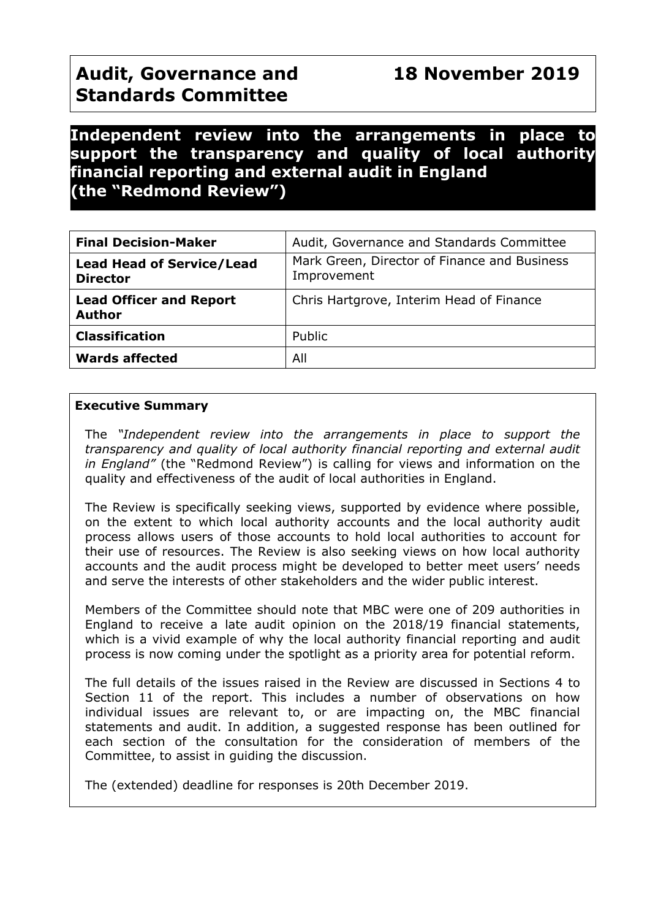# Audit, Governance and Standards Committee

**18 November 2019**

## Independent review into the arrangements in place to support the transparency and quality of local authority financial reporting and external audit in England (the "Redmond Review")

| **Final Decision-Maker** | Audit, Governance and Standards Committee |
|---|---|
| **Lead Head of Service/Lead Director** | Mark Green, Director of Finance and Business Improvement |
| **Lead Officer and Report Author** | Chris Hartgrove, Interim Head of Finance |
| **Classification** | Public |
| **Wards affected** | All |

**Executive Summary**

The *"Independent review into the arrangements in place to support the transparency and quality of local authority financial reporting and external audit in England"* (the "Redmond Review") is calling for views and information on the quality and effectiveness of the audit of local authorities in England.

The Review is specifically seeking views, supported by evidence where possible, on the extent to which local authority accounts and the local authority audit process allows users of those accounts to hold local authorities to account for their use of resources. The Review is also seeking views on how local authority accounts and the audit process might be developed to better meet users' needs and serve the interests of other stakeholders and the wider public interest.

Members of the Committee should note that MBC were one of 209 authorities in England to receive a late audit opinion on the 2018/19 financial statements, which is a vivid example of why the local authority financial reporting and audit process is now coming under the spotlight as a priority area for potential reform.

The full details of the issues raised in the Review are discussed in Sections 4 to Section 11 of the report. This includes a number of observations on how individual issues are relevant to, or are impacting on, the MBC financial statements and audit. In addition, a suggested response has been outlined for each section of the consultation for the consideration of members of the Committee, to assist in guiding the discussion.

The (extended) deadline for responses is 20th December 2019.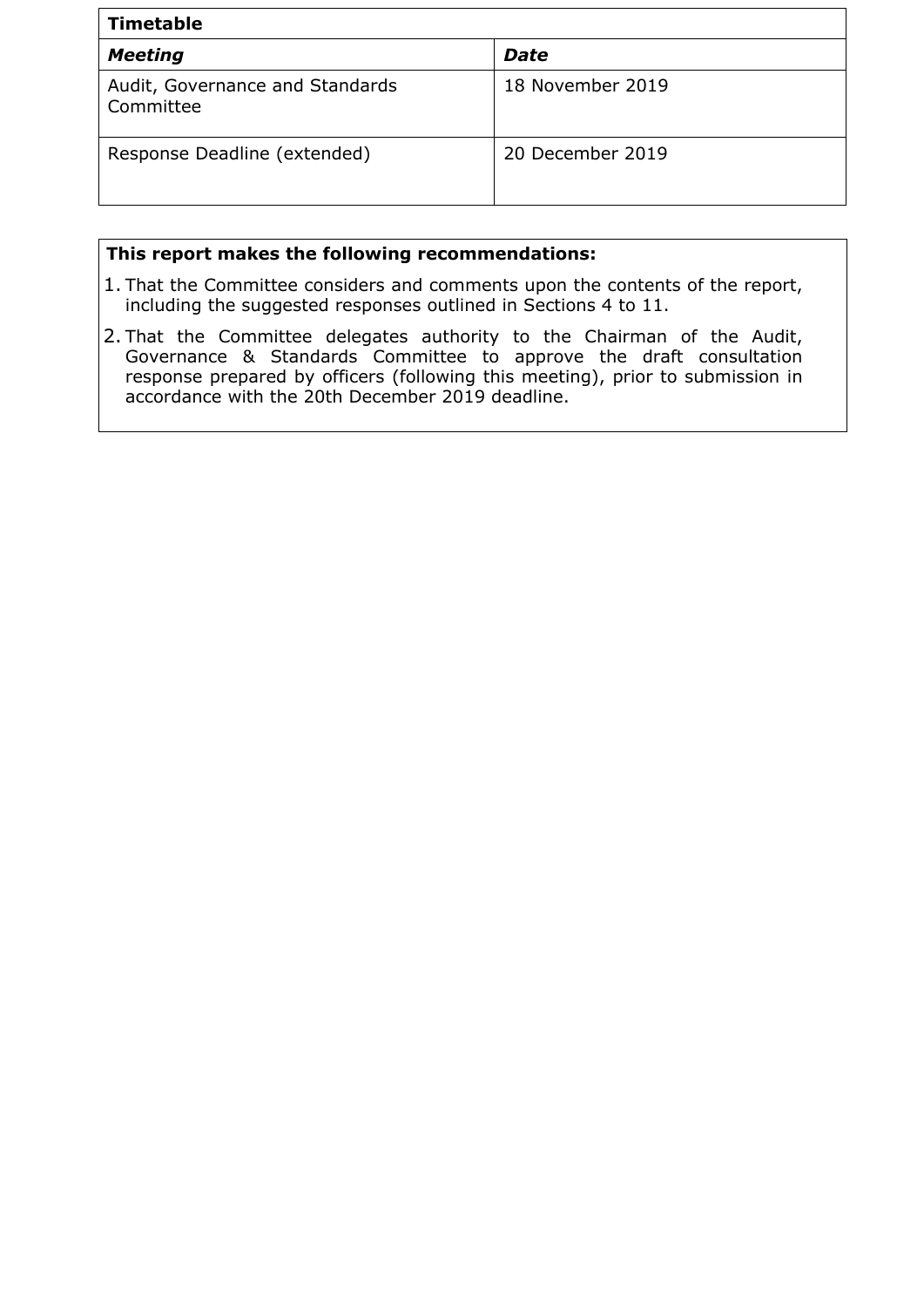| **Timetable** | |
|---|---|
| ***Meeting*** | ***Date*** |
| Audit, Governance and Standards Committee | 18 November 2019 |
| Response Deadline (extended) | 20 December 2019 |

**This report makes the following recommendations:**

1. That the Committee considers and comments upon the contents of the report, including the suggested responses outlined in Sections 4 to 11.
2. That the Committee delegates authority to the Chairman of the Audit, Governance & Standards Committee to approve the draft consultation response prepared by officers (following this meeting), prior to submission in accordance with the 20th December 2019 deadline.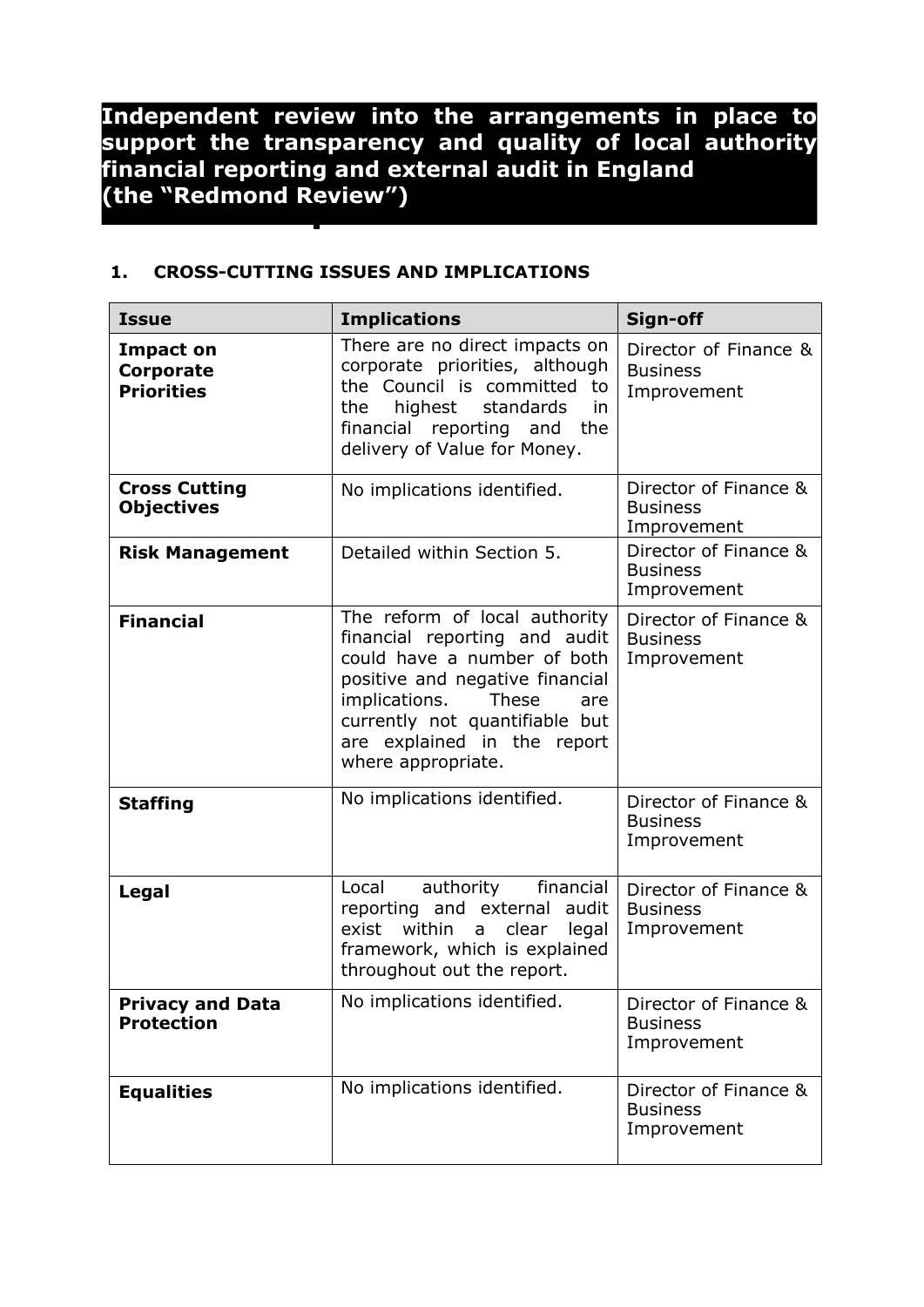# Independent review into the arrangements in place to support the transparency and quality of local authority financial reporting and external audit in England (the "Redmond Review")

## 1. CROSS-CUTTING ISSUES AND IMPLICATIONS

| Issue | Implications | Sign-off |
|---|---|---|
| **Impact on Corporate Priorities** | There are no direct impacts on corporate priorities, although the Council is committed to the highest standards in financial reporting and the delivery of Value for Money. | Director of Finance & Business Improvement |
| **Cross Cutting Objectives** | No implications identified. | Director of Finance & Business Improvement |
| **Risk Management** | Detailed within Section 5. | Director of Finance & Business Improvement |
| **Financial** | The reform of local authority financial reporting and audit could have a number of both positive and negative financial implications. These are currently not quantifiable but are explained in the report where appropriate. | Director of Finance & Business Improvement |
| **Staffing** | No implications identified. | Director of Finance & Business Improvement |
| **Legal** | Local authority financial reporting and external audit exist within a clear legal framework, which is explained throughout out the report. | Director of Finance & Business Improvement |
| **Privacy and Data Protection** | No implications identified. | Director of Finance & Business Improvement |
| **Equalities** | No implications identified. | Director of Finance & Business Improvement |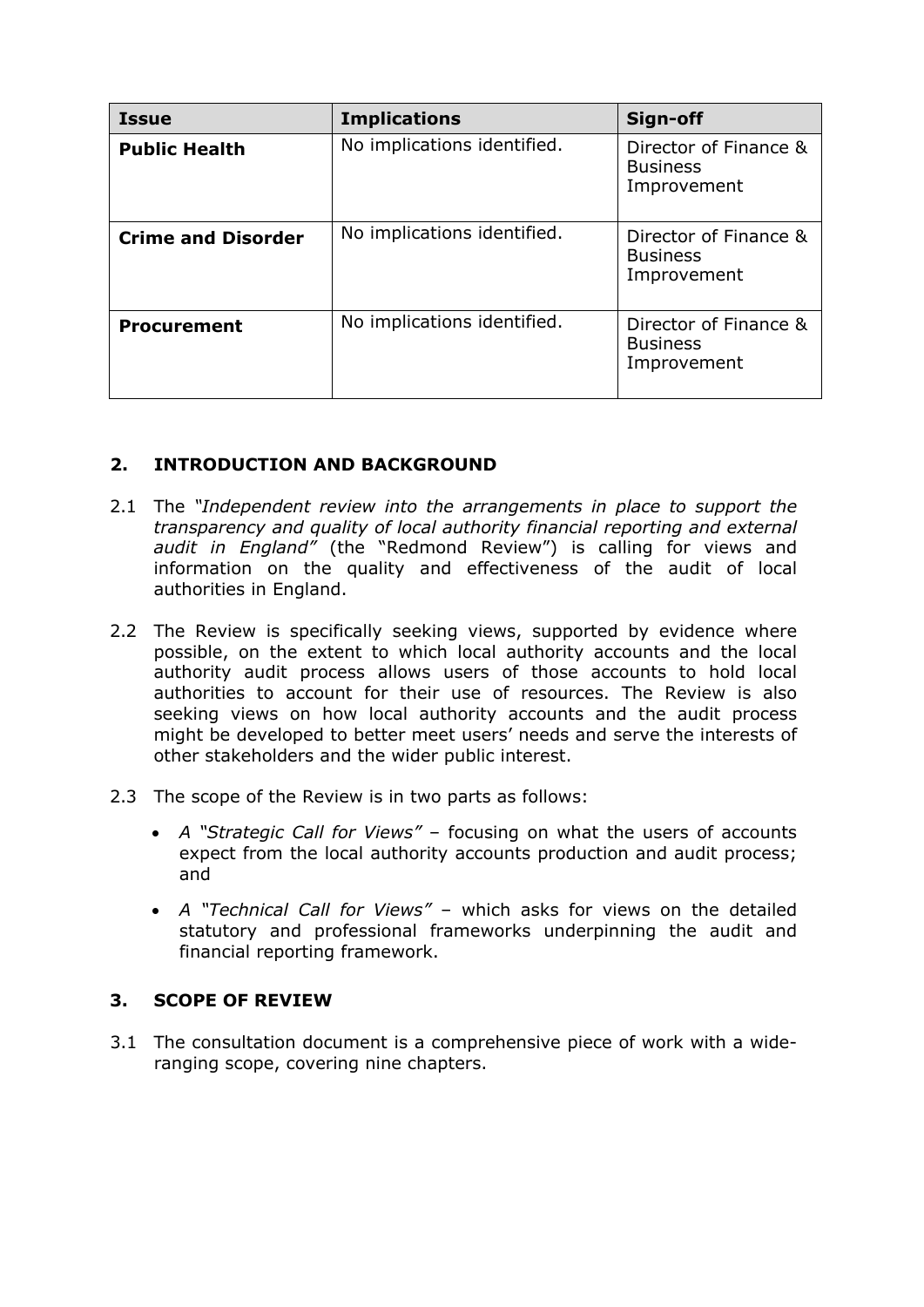| Issue | Implications | Sign-off |
| --- | --- | --- |
| **Public Health** | No implications identified. | Director of Finance & Business Improvement |
| **Crime and Disorder** | No implications identified. | Director of Finance & Business Improvement |
| **Procurement** | No implications identified. | Director of Finance & Business Improvement |

## 2. INTRODUCTION AND BACKGROUND

2.1 The *"Independent review into the arrangements in place to support the transparency and quality of local authority financial reporting and external audit in England"* (the "Redmond Review") is calling for views and information on the quality and effectiveness of the audit of local authorities in England.

2.2 The Review is specifically seeking views, supported by evidence where possible, on the extent to which local authority accounts and the local authority audit process allows users of those accounts to hold local authorities to account for their use of resources. The Review is also seeking views on how local authority accounts and the audit process might be developed to better meet users' needs and serve the interests of other stakeholders and the wider public interest.

2.3 The scope of the Review is in two parts as follows:

- *A "Strategic Call for Views"* – focusing on what the users of accounts expect from the local authority accounts production and audit process; and
- *A "Technical Call for Views"* – which asks for views on the detailed statutory and professional frameworks underpinning the audit and financial reporting framework.

## 3. SCOPE OF REVIEW

3.1 The consultation document is a comprehensive piece of work with a wide-ranging scope, covering nine chapters.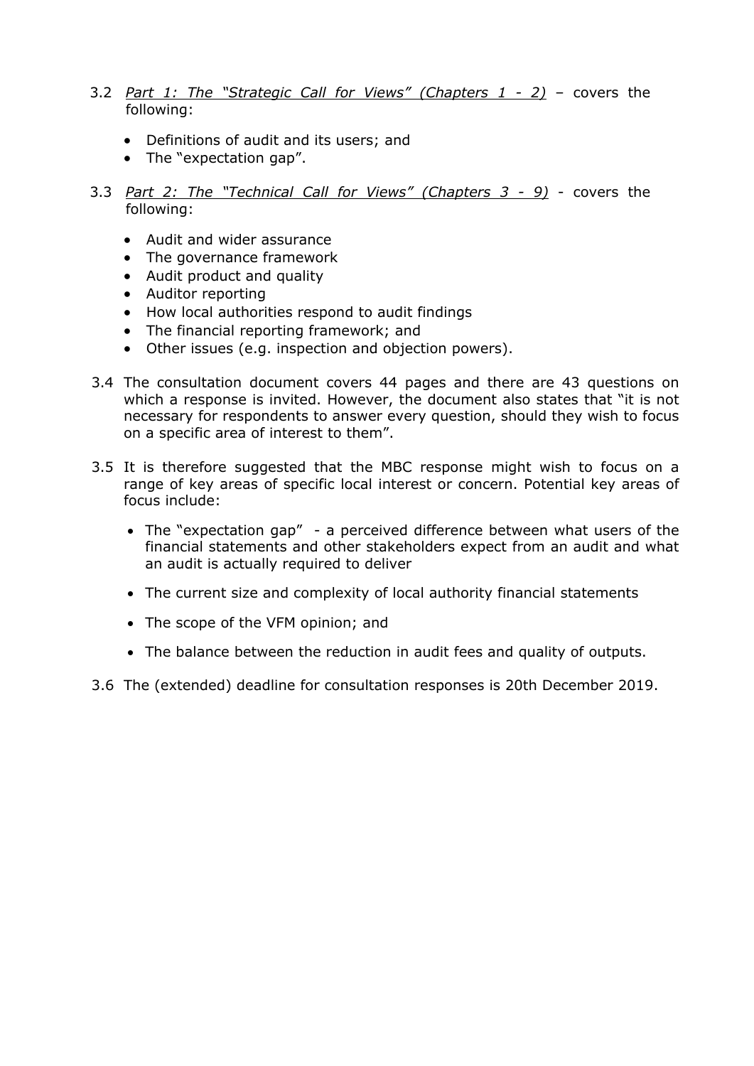3.2 *Part 1: The "Strategic Call for Views" (Chapters 1 - 2)* – covers the following:

- Definitions of audit and its users; and
- The "expectation gap".

3.3 *Part 2: The "Technical Call for Views" (Chapters 3 - 9)* - covers the following:

- Audit and wider assurance
- The governance framework
- Audit product and quality
- Auditor reporting
- How local authorities respond to audit findings
- The financial reporting framework; and
- Other issues (e.g. inspection and objection powers).

3.4 The consultation document covers 44 pages and there are 43 questions on which a response is invited. However, the document also states that "it is not necessary for respondents to answer every question, should they wish to focus on a specific area of interest to them".

3.5 It is therefore suggested that the MBC response might wish to focus on a range of key areas of specific local interest or concern. Potential key areas of focus include:

- The "expectation gap" - a perceived difference between what users of the financial statements and other stakeholders expect from an audit and what an audit is actually required to deliver
- The current size and complexity of local authority financial statements
- The scope of the VFM opinion; and
- The balance between the reduction in audit fees and quality of outputs.

3.6 The (extended) deadline for consultation responses is 20th December 2019.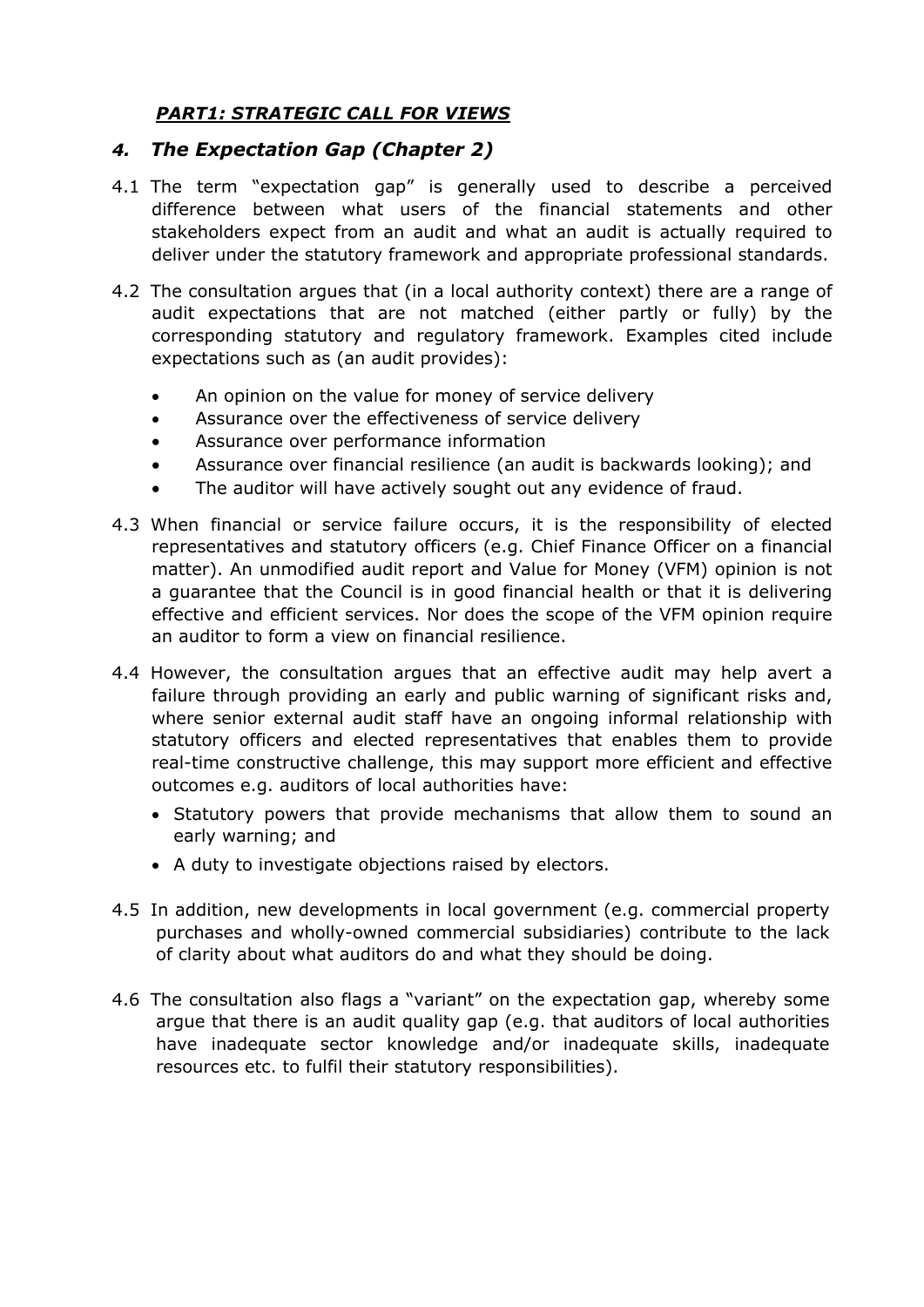***PART1: STRATEGIC CALL FOR VIEWS***

## *4. The Expectation Gap (Chapter 2)*

4.1 The term "expectation gap" is generally used to describe a perceived difference between what users of the financial statements and other stakeholders expect from an audit and what an audit is actually required to deliver under the statutory framework and appropriate professional standards.

4.2 The consultation argues that (in a local authority context) there are a range of audit expectations that are not matched (either partly or fully) by the corresponding statutory and regulatory framework. Examples cited include expectations such as (an audit provides):

- An opinion on the value for money of service delivery
- Assurance over the effectiveness of service delivery
- Assurance over performance information
- Assurance over financial resilience (an audit is backwards looking); and
- The auditor will have actively sought out any evidence of fraud.

4.3 When financial or service failure occurs, it is the responsibility of elected representatives and statutory officers (e.g. Chief Finance Officer on a financial matter). An unmodified audit report and Value for Money (VFM) opinion is not a guarantee that the Council is in good financial health or that it is delivering effective and efficient services. Nor does the scope of the VFM opinion require an auditor to form a view on financial resilience.

4.4 However, the consultation argues that an effective audit may help avert a failure through providing an early and public warning of significant risks and, where senior external audit staff have an ongoing informal relationship with statutory officers and elected representatives that enables them to provide real-time constructive challenge, this may support more efficient and effective outcomes e.g. auditors of local authorities have:

- Statutory powers that provide mechanisms that allow them to sound an early warning; and
- A duty to investigate objections raised by electors.

4.5 In addition, new developments in local government (e.g. commercial property purchases and wholly-owned commercial subsidiaries) contribute to the lack of clarity about what auditors do and what they should be doing.

4.6 The consultation also flags a "variant" on the expectation gap, whereby some argue that there is an audit quality gap (e.g. that auditors of local authorities have inadequate sector knowledge and/or inadequate skills, inadequate resources etc. to fulfil their statutory responsibilities).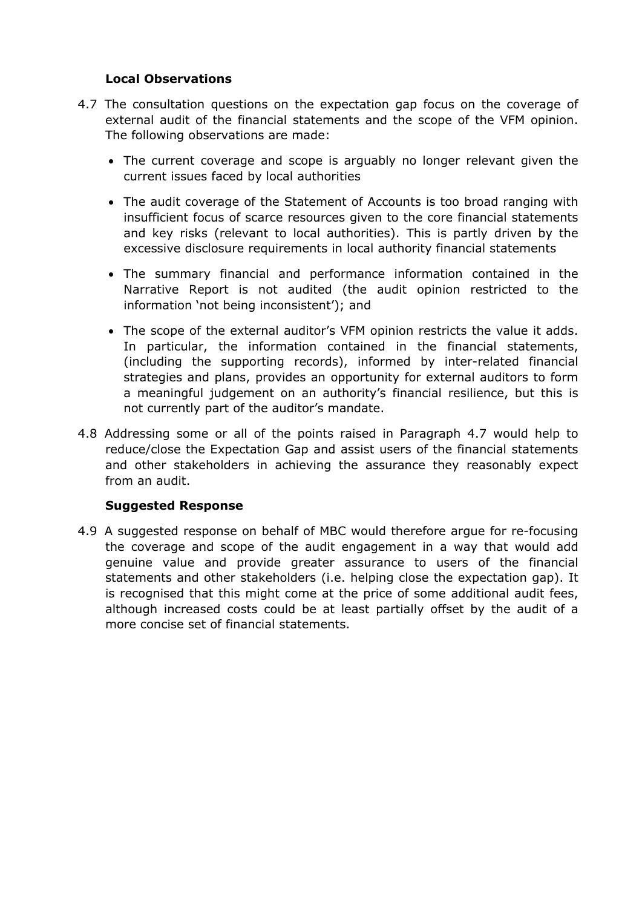**Local Observations**

4.7 The consultation questions on the expectation gap focus on the coverage of external audit of the financial statements and the scope of the VFM opinion. The following observations are made:

- The current coverage and scope is arguably no longer relevant given the current issues faced by local authorities
- The audit coverage of the Statement of Accounts is too broad ranging with insufficient focus of scarce resources given to the core financial statements and key risks (relevant to local authorities). This is partly driven by the excessive disclosure requirements in local authority financial statements
- The summary financial and performance information contained in the Narrative Report is not audited (the audit opinion restricted to the information 'not being inconsistent'); and
- The scope of the external auditor's VFM opinion restricts the value it adds. In particular, the information contained in the financial statements, (including the supporting records), informed by inter-related financial strategies and plans, provides an opportunity for external auditors to form a meaningful judgement on an authority's financial resilience, but this is not currently part of the auditor's mandate.

4.8 Addressing some or all of the points raised in Paragraph 4.7 would help to reduce/close the Expectation Gap and assist users of the financial statements and other stakeholders in achieving the assurance they reasonably expect from an audit.

**Suggested Response**

4.9 A suggested response on behalf of MBC would therefore argue for re-focusing the coverage and scope of the audit engagement in a way that would add genuine value and provide greater assurance to users of the financial statements and other stakeholders (i.e. helping close the expectation gap). It is recognised that this might come at the price of some additional audit fees, although increased costs could be at least partially offset by the audit of a more concise set of financial statements.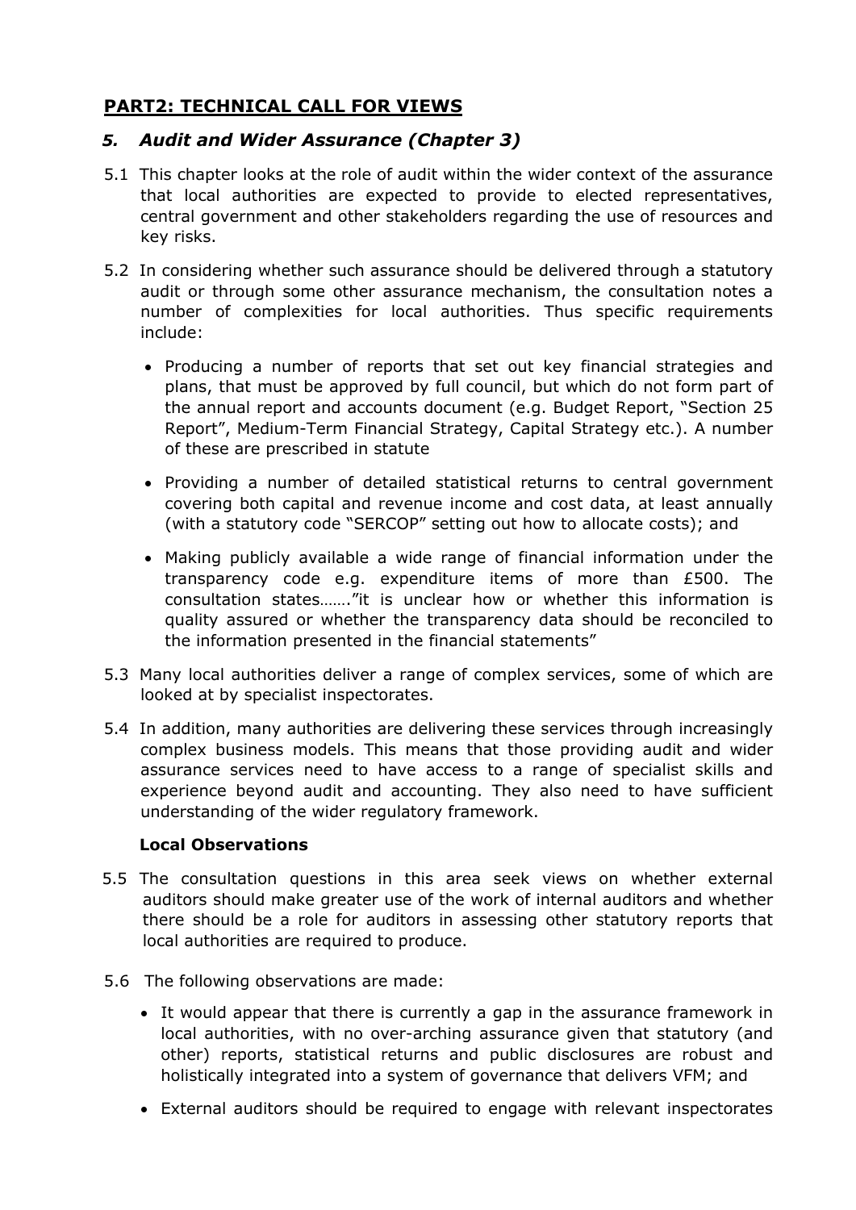## PART2: TECHNICAL CALL FOR VIEWS

### *5. Audit and Wider Assurance (Chapter 3)*

5.1 This chapter looks at the role of audit within the wider context of the assurance that local authorities are expected to provide to elected representatives, central government and other stakeholders regarding the use of resources and key risks.

5.2 In considering whether such assurance should be delivered through a statutory audit or through some other assurance mechanism, the consultation notes a number of complexities for local authorities. Thus specific requirements include:

- Producing a number of reports that set out key financial strategies and plans, that must be approved by full council, but which do not form part of the annual report and accounts document (e.g. Budget Report, "Section 25 Report", Medium-Term Financial Strategy, Capital Strategy etc.). A number of these are prescribed in statute
- Providing a number of detailed statistical returns to central government covering both capital and revenue income and cost data, at least annually (with a statutory code "SERCOP" setting out how to allocate costs); and
- Making publicly available a wide range of financial information under the transparency code e.g. expenditure items of more than £500. The consultation states……."it is unclear how or whether this information is quality assured or whether the transparency data should be reconciled to the information presented in the financial statements"

5.3 Many local authorities deliver a range of complex services, some of which are looked at by specialist inspectorates.

5.4 In addition, many authorities are delivering these services through increasingly complex business models. This means that those providing audit and wider assurance services need to have access to a range of specialist skills and experience beyond audit and accounting. They also need to have sufficient understanding of the wider regulatory framework.

**Local Observations**

5.5 The consultation questions in this area seek views on whether external auditors should make greater use of the work of internal auditors and whether there should be a role for auditors in assessing other statutory reports that local authorities are required to produce.

5.6 The following observations are made:

- It would appear that there is currently a gap in the assurance framework in local authorities, with no over-arching assurance given that statutory (and other) reports, statistical returns and public disclosures are robust and holistically integrated into a system of governance that delivers VFM; and
- External auditors should be required to engage with relevant inspectorates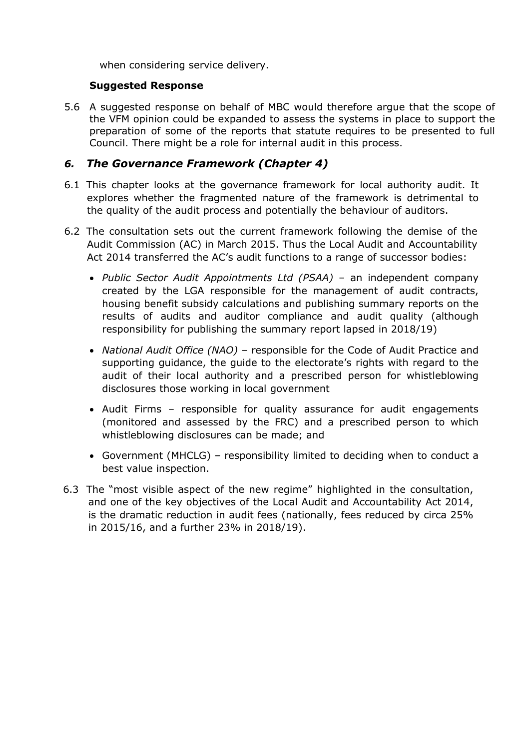when considering service delivery.

**Suggested Response**

5.6 A suggested response on behalf of MBC would therefore argue that the scope of the VFM opinion could be expanded to assess the systems in place to support the preparation of some of the reports that statute requires to be presented to full Council. There might be a role for internal audit in this process.

## *6. The Governance Framework (Chapter 4)*

6.1 This chapter looks at the governance framework for local authority audit. It explores whether the fragmented nature of the framework is detrimental to the quality of the audit process and potentially the behaviour of auditors.

6.2 The consultation sets out the current framework following the demise of the Audit Commission (AC) in March 2015. Thus the Local Audit and Accountability Act 2014 transferred the AC's audit functions to a range of successor bodies:

- *Public Sector Audit Appointments Ltd (PSAA)* – an independent company created by the LGA responsible for the management of audit contracts, housing benefit subsidy calculations and publishing summary reports on the results of audits and auditor compliance and audit quality (although responsibility for publishing the summary report lapsed in 2018/19)
- *National Audit Office (NAO)* – responsible for the Code of Audit Practice and supporting guidance, the guide to the electorate's rights with regard to the audit of their local authority and a prescribed person for whistleblowing disclosures those working in local government
- Audit Firms – responsible for quality assurance for audit engagements (monitored and assessed by the FRC) and a prescribed person to which whistleblowing disclosures can be made; and
- Government (MHCLG) – responsibility limited to deciding when to conduct a best value inspection.

6.3 The "most visible aspect of the new regime" highlighted in the consultation, and one of the key objectives of the Local Audit and Accountability Act 2014, is the dramatic reduction in audit fees (nationally, fees reduced by circa 25% in 2015/16, and a further 23% in 2018/19).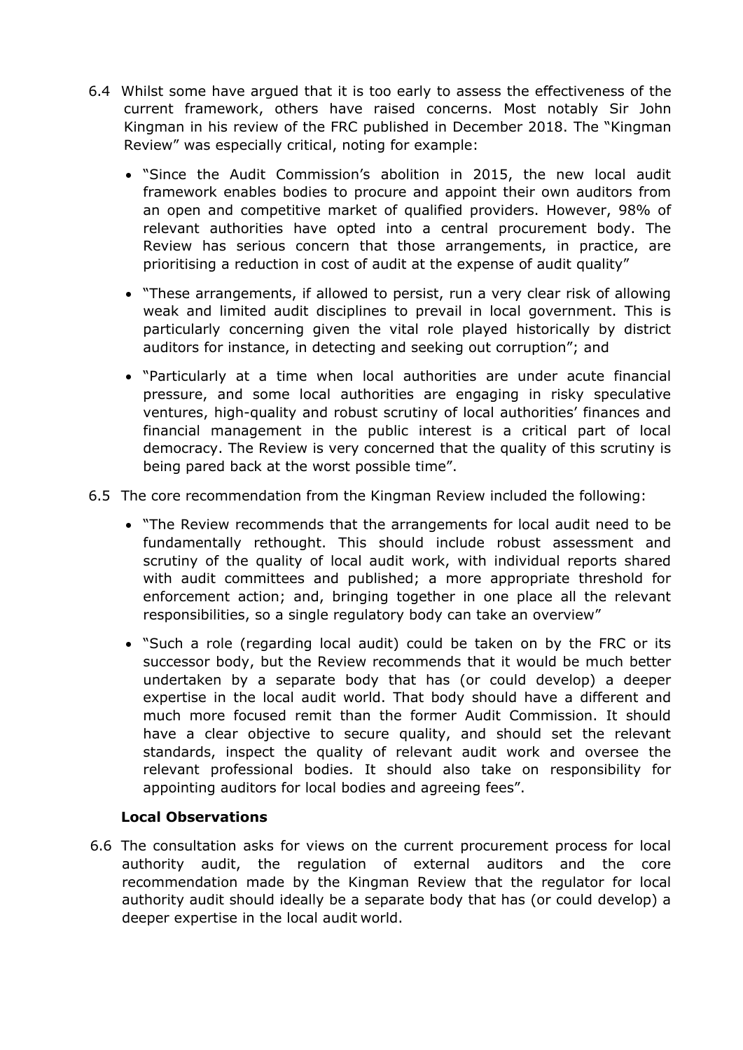6.4 Whilst some have argued that it is too early to assess the effectiveness of the current framework, others have raised concerns. Most notably Sir John Kingman in his review of the FRC published in December 2018. The "Kingman Review" was especially critical, noting for example:

- "Since the Audit Commission's abolition in 2015, the new local audit framework enables bodies to procure and appoint their own auditors from an open and competitive market of qualified providers. However, 98% of relevant authorities have opted into a central procurement body. The Review has serious concern that those arrangements, in practice, are prioritising a reduction in cost of audit at the expense of audit quality"
- "These arrangements, if allowed to persist, run a very clear risk of allowing weak and limited audit disciplines to prevail in local government. This is particularly concerning given the vital role played historically by district auditors for instance, in detecting and seeking out corruption"; and
- "Particularly at a time when local authorities are under acute financial pressure, and some local authorities are engaging in risky speculative ventures, high-quality and robust scrutiny of local authorities' finances and financial management in the public interest is a critical part of local democracy. The Review is very concerned that the quality of this scrutiny is being pared back at the worst possible time".

6.5 The core recommendation from the Kingman Review included the following:

- "The Review recommends that the arrangements for local audit need to be fundamentally rethought. This should include robust assessment and scrutiny of the quality of local audit work, with individual reports shared with audit committees and published; a more appropriate threshold for enforcement action; and, bringing together in one place all the relevant responsibilities, so a single regulatory body can take an overview"
- "Such a role (regarding local audit) could be taken on by the FRC or its successor body, but the Review recommends that it would be much better undertaken by a separate body that has (or could develop) a deeper expertise in the local audit world. That body should have a different and much more focused remit than the former Audit Commission. It should have a clear objective to secure quality, and should set the relevant standards, inspect the quality of relevant audit work and oversee the relevant professional bodies. It should also take on responsibility for appointing auditors for local bodies and agreeing fees".

**Local Observations**

6.6 The consultation asks for views on the current procurement process for local authority audit, the regulation of external auditors and the core recommendation made by the Kingman Review that the regulator for local authority audit should ideally be a separate body that has (or could develop) a deeper expertise in the local audit world.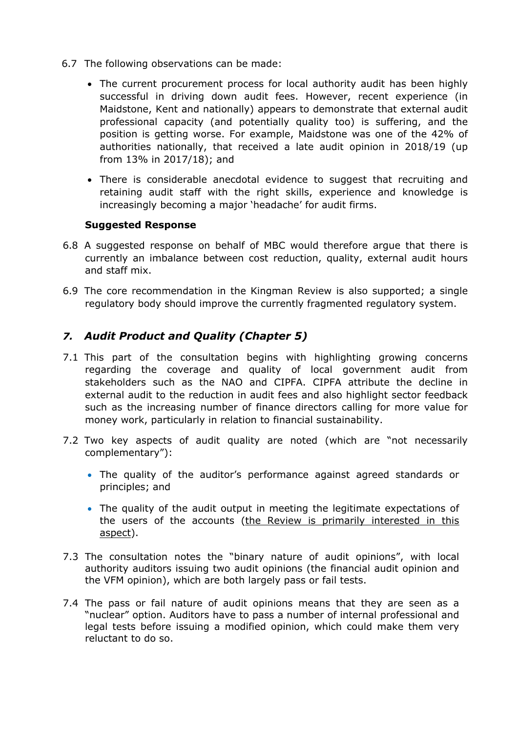6.7 The following observations can be made:

- The current procurement process for local authority audit has been highly successful in driving down audit fees. However, recent experience (in Maidstone, Kent and nationally) appears to demonstrate that external audit professional capacity (and potentially quality too) is suffering, and the position is getting worse. For example, Maidstone was one of the 42% of authorities nationally, that received a late audit opinion in 2018/19 (up from 13% in 2017/18); and
- There is considerable anecdotal evidence to suggest that recruiting and retaining audit staff with the right skills, experience and knowledge is increasingly becoming a major 'headache' for audit firms.

**Suggested Response**

6.8 A suggested response on behalf of MBC would therefore argue that there is currently an imbalance between cost reduction, quality, external audit hours and staff mix.

6.9 The core recommendation in the Kingman Review is also supported; a single regulatory body should improve the currently fragmented regulatory system.

## *7. Audit Product and Quality (Chapter 5)*

7.1 This part of the consultation begins with highlighting growing concerns regarding the coverage and quality of local government audit from stakeholders such as the NAO and CIPFA. CIPFA attribute the decline in external audit to the reduction in audit fees and also highlight sector feedback such as the increasing number of finance directors calling for more value for money work, particularly in relation to financial sustainability.

7.2 Two key aspects of audit quality are noted (which are "not necessarily complementary"):

- The quality of the auditor's performance against agreed standards or principles; and
- The quality of the audit output in meeting the legitimate expectations of the users of the accounts (<u>the Review is primarily interested in this aspect</u>).

7.3 The consultation notes the "binary nature of audit opinions", with local authority auditors issuing two audit opinions (the financial audit opinion and the VFM opinion), which are both largely pass or fail tests.

7.4 The pass or fail nature of audit opinions means that they are seen as a "nuclear" option. Auditors have to pass a number of internal professional and legal tests before issuing a modified opinion, which could make them very reluctant to do so.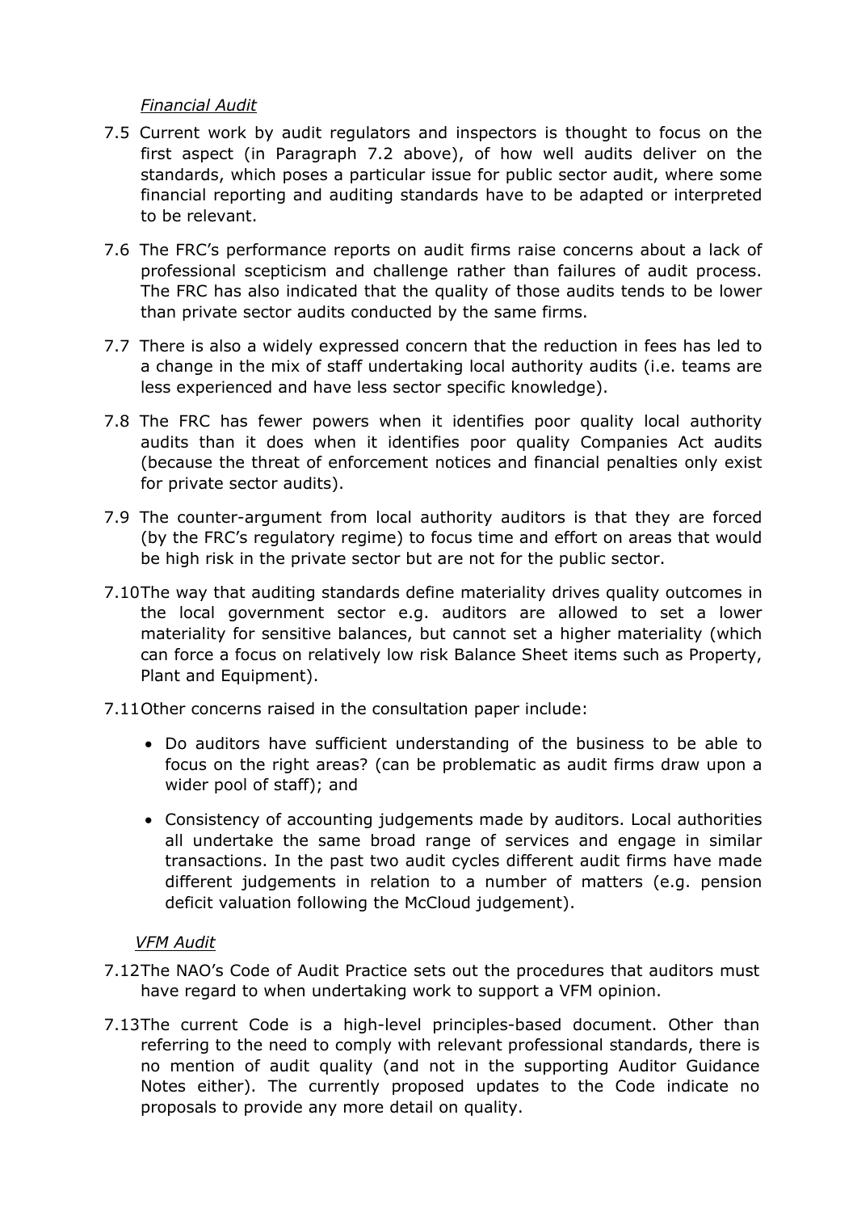*Financial Audit*

7.5 Current work by audit regulators and inspectors is thought to focus on the first aspect (in Paragraph 7.2 above), of how well audits deliver on the standards, which poses a particular issue for public sector audit, where some financial reporting and auditing standards have to be adapted or interpreted to be relevant.

7.6 The FRC's performance reports on audit firms raise concerns about a lack of professional scepticism and challenge rather than failures of audit process. The FRC has also indicated that the quality of those audits tends to be lower than private sector audits conducted by the same firms.

7.7 There is also a widely expressed concern that the reduction in fees has led to a change in the mix of staff undertaking local authority audits (i.e. teams are less experienced and have less sector specific knowledge).

7.8 The FRC has fewer powers when it identifies poor quality local authority audits than it does when it identifies poor quality Companies Act audits (because the threat of enforcement notices and financial penalties only exist for private sector audits).

7.9 The counter-argument from local authority auditors is that they are forced (by the FRC's regulatory regime) to focus time and effort on areas that would be high risk in the private sector but are not for the public sector.

7.10 The way that auditing standards define materiality drives quality outcomes in the local government sector e.g. auditors are allowed to set a lower materiality for sensitive balances, but cannot set a higher materiality (which can force a focus on relatively low risk Balance Sheet items such as Property, Plant and Equipment).

7.11 Other concerns raised in the consultation paper include:

- Do auditors have sufficient understanding of the business to be able to focus on the right areas? (can be problematic as audit firms draw upon a wider pool of staff); and
- Consistency of accounting judgements made by auditors. Local authorities all undertake the same broad range of services and engage in similar transactions. In the past two audit cycles different audit firms have made different judgements in relation to a number of matters (e.g. pension deficit valuation following the McCloud judgement).

*VFM Audit*

7.12 The NAO's Code of Audit Practice sets out the procedures that auditors must have regard to when undertaking work to support a VFM opinion.

7.13 The current Code is a high-level principles-based document. Other than referring to the need to comply with relevant professional standards, there is no mention of audit quality (and not in the supporting Auditor Guidance Notes either). The currently proposed updates to the Code indicate no proposals to provide any more detail on quality.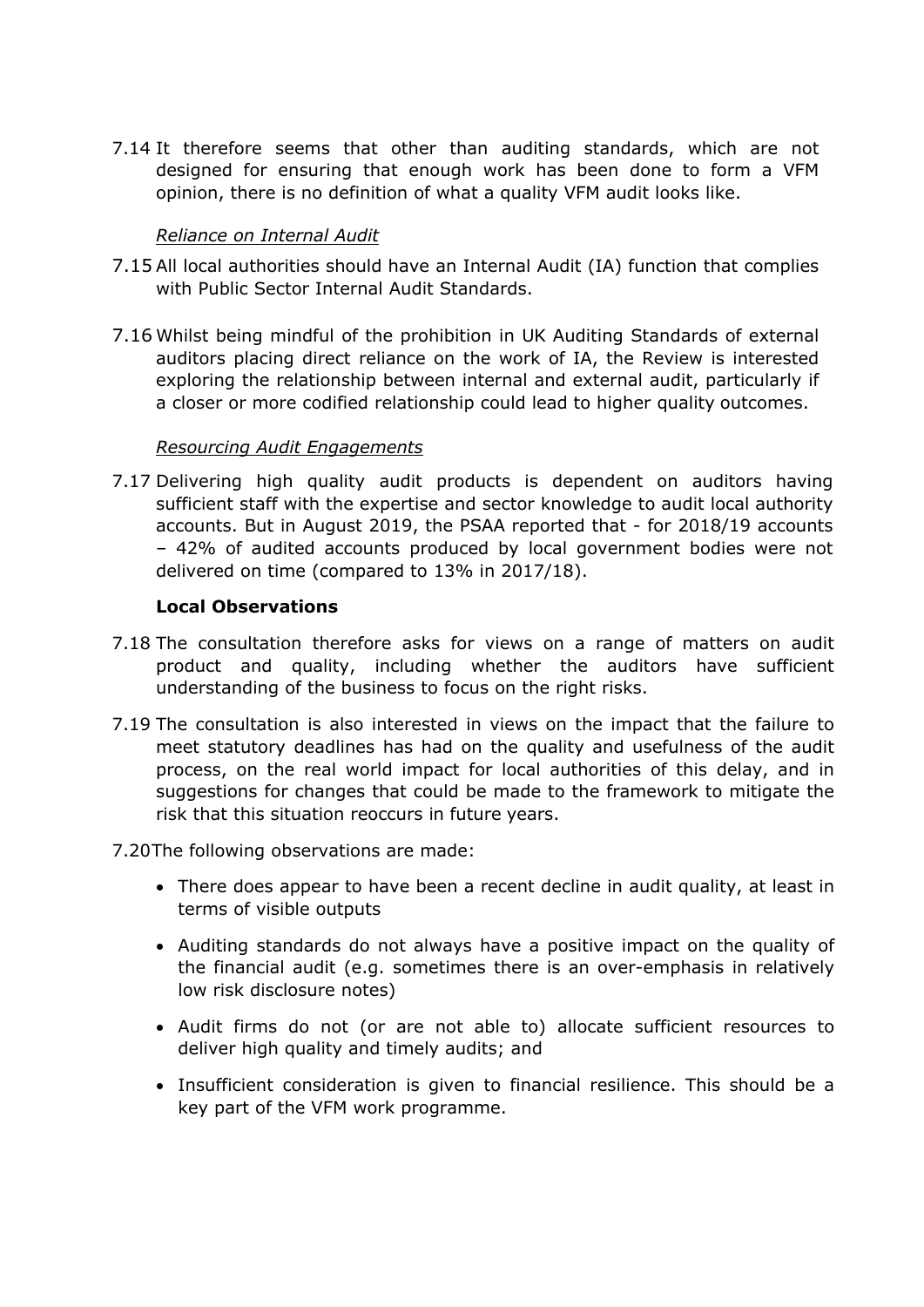7.14 It therefore seems that other than auditing standards, which are not designed for ensuring that enough work has been done to form a VFM opinion, there is no definition of what a quality VFM audit looks like.

*Reliance on Internal Audit*

7.15 All local authorities should have an Internal Audit (IA) function that complies with Public Sector Internal Audit Standards.

7.16 Whilst being mindful of the prohibition in UK Auditing Standards of external auditors placing direct reliance on the work of IA, the Review is interested exploring the relationship between internal and external audit, particularly if a closer or more codified relationship could lead to higher quality outcomes.

*Resourcing Audit Engagements*

7.17 Delivering high quality audit products is dependent on auditors having sufficient staff with the expertise and sector knowledge to audit local authority accounts. But in August 2019, the PSAA reported that - for 2018/19 accounts – 42% of audited accounts produced by local government bodies were not delivered on time (compared to 13% in 2017/18).

**Local Observations**

7.18 The consultation therefore asks for views on a range of matters on audit product and quality, including whether the auditors have sufficient understanding of the business to focus on the right risks.

7.19 The consultation is also interested in views on the impact that the failure to meet statutory deadlines has had on the quality and usefulness of the audit process, on the real world impact for local authorities of this delay, and in suggestions for changes that could be made to the framework to mitigate the risk that this situation reoccurs in future years.

7.20 The following observations are made:

- There does appear to have been a recent decline in audit quality, at least in terms of visible outputs
- Auditing standards do not always have a positive impact on the quality of the financial audit (e.g. sometimes there is an over-emphasis in relatively low risk disclosure notes)
- Audit firms do not (or are not able to) allocate sufficient resources to deliver high quality and timely audits; and
- Insufficient consideration is given to financial resilience. This should be a key part of the VFM work programme.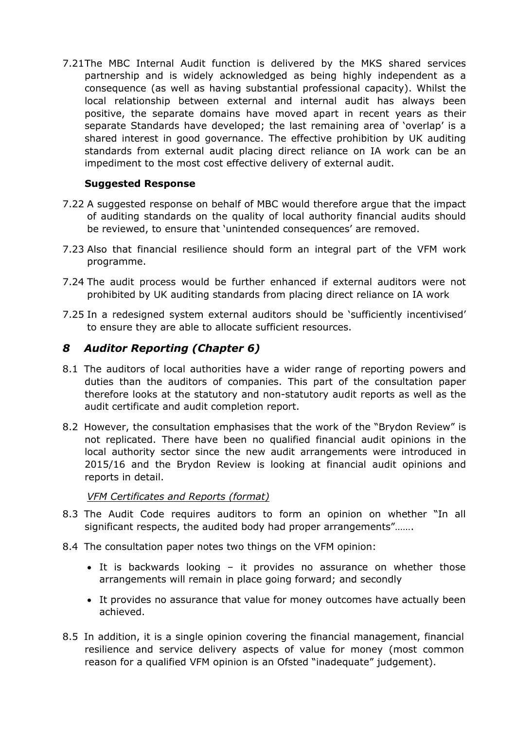7.21 The MBC Internal Audit function is delivered by the MKS shared services partnership and is widely acknowledged as being highly independent as a consequence (as well as having substantial professional capacity). Whilst the local relationship between external and internal audit has always been positive, the separate domains have moved apart in recent years as their separate Standards have developed; the last remaining area of 'overlap' is a shared interest in good governance. The effective prohibition by UK auditing standards from external audit placing direct reliance on IA work can be an impediment to the most cost effective delivery of external audit.

**Suggested Response**

7.22 A suggested response on behalf of MBC would therefore argue that the impact of auditing standards on the quality of local authority financial audits should be reviewed, to ensure that 'unintended consequences' are removed.

7.23 Also that financial resilience should form an integral part of the VFM work programme.

7.24 The audit process would be further enhanced if external auditors were not prohibited by UK auditing standards from placing direct reliance on IA work

7.25 In a redesigned system external auditors should be 'sufficiently incentivised' to ensure they are able to allocate sufficient resources.

## *8 Auditor Reporting (Chapter 6)*

8.1 The auditors of local authorities have a wider range of reporting powers and duties than the auditors of companies. This part of the consultation paper therefore looks at the statutory and non-statutory audit reports as well as the audit certificate and audit completion report.

8.2 However, the consultation emphasises that the work of the "Brydon Review" is not replicated. There have been no qualified financial audit opinions in the local authority sector since the new audit arrangements were introduced in 2015/16 and the Brydon Review is looking at financial audit opinions and reports in detail.

*VFM Certificates and Reports (format)*

8.3 The Audit Code requires auditors to form an opinion on whether "In all significant respects, the audited body had proper arrangements"…….

8.4 The consultation paper notes two things on the VFM opinion:

- It is backwards looking – it provides no assurance on whether those arrangements will remain in place going forward; and secondly
- It provides no assurance that value for money outcomes have actually been achieved.

8.5 In addition, it is a single opinion covering the financial management, financial resilience and service delivery aspects of value for money (most common reason for a qualified VFM opinion is an Ofsted "inadequate" judgement).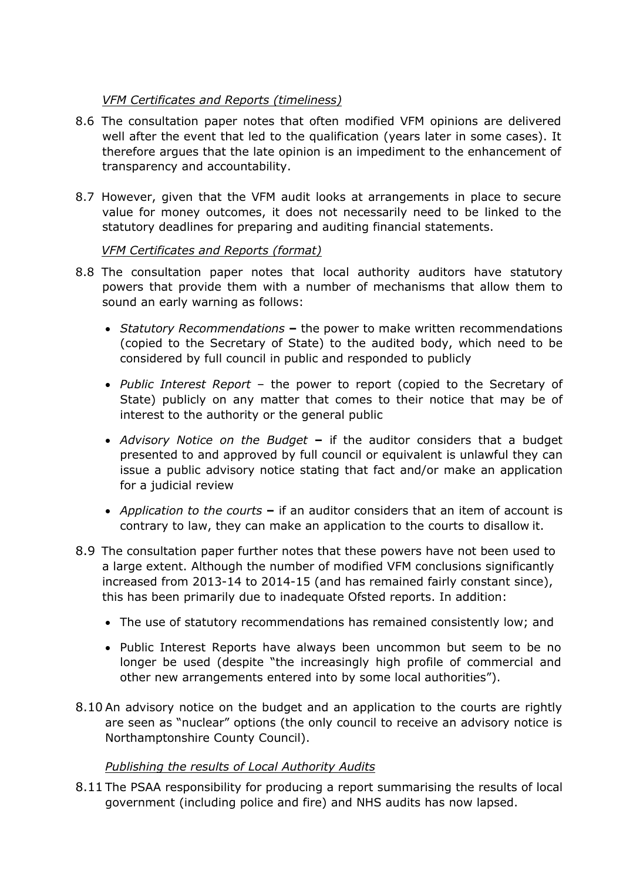*VFM Certificates and Reports (timeliness)*

8.6 The consultation paper notes that often modified VFM opinions are delivered well after the event that led to the qualification (years later in some cases). It therefore argues that the late opinion is an impediment to the enhancement of transparency and accountability.

8.7 However, given that the VFM audit looks at arrangements in place to secure value for money outcomes, it does not necessarily need to be linked to the statutory deadlines for preparing and auditing financial statements.

*VFM Certificates and Reports (format)*

8.8 The consultation paper notes that local authority auditors have statutory powers that provide them with a number of mechanisms that allow them to sound an early warning as follows:

- *Statutory Recommendations* **–** the power to make written recommendations (copied to the Secretary of State) to the audited body, which need to be considered by full council in public and responded to publicly
- *Public Interest Report* – the power to report (copied to the Secretary of State) publicly on any matter that comes to their notice that may be of interest to the authority or the general public
- *Advisory Notice on the Budget* **–** if the auditor considers that a budget presented to and approved by full council or equivalent is unlawful they can issue a public advisory notice stating that fact and/or make an application for a judicial review
- *Application to the courts* **–** if an auditor considers that an item of account is contrary to law, they can make an application to the courts to disallow it.

8.9 The consultation paper further notes that these powers have not been used to a large extent. Although the number of modified VFM conclusions significantly increased from 2013-14 to 2014-15 (and has remained fairly constant since), this has been primarily due to inadequate Ofsted reports. In addition:

- The use of statutory recommendations has remained consistently low; and
- Public Interest Reports have always been uncommon but seem to be no longer be used (despite "the increasingly high profile of commercial and other new arrangements entered into by some local authorities").

8.10 An advisory notice on the budget and an application to the courts are rightly are seen as "nuclear" options (the only council to receive an advisory notice is Northamptonshire County Council).

*Publishing the results of Local Authority Audits*

8.11 The PSAA responsibility for producing a report summarising the results of local government (including police and fire) and NHS audits has now lapsed.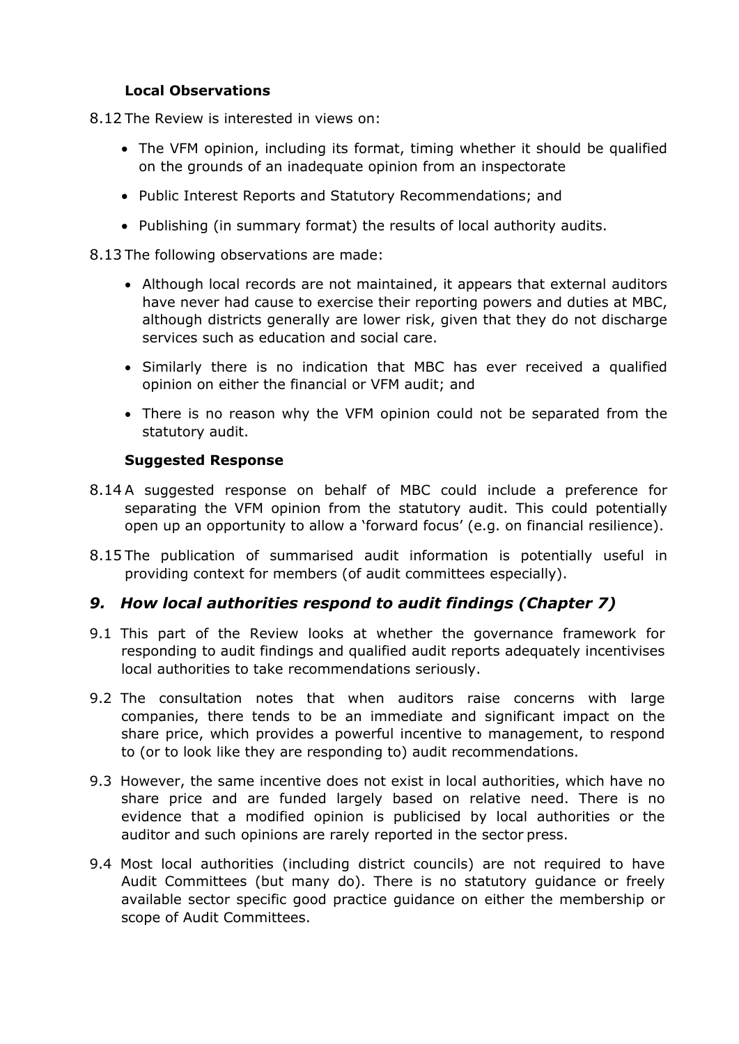### Local Observations

8.12 The Review is interested in views on:

- The VFM opinion, including its format, timing whether it should be qualified on the grounds of an inadequate opinion from an inspectorate
- Public Interest Reports and Statutory Recommendations; and
- Publishing (in summary format) the results of local authority audits.

8.13 The following observations are made:

- Although local records are not maintained, it appears that external auditors have never had cause to exercise their reporting powers and duties at MBC, although districts generally are lower risk, given that they do not discharge services such as education and social care.
- Similarly there is no indication that MBC has ever received a qualified opinion on either the financial or VFM audit; and
- There is no reason why the VFM opinion could not be separated from the statutory audit.

### Suggested Response

8.14 A suggested response on behalf of MBC could include a preference for separating the VFM opinion from the statutory audit. This could potentially open up an opportunity to allow a 'forward focus' (e.g. on financial resilience).

8.15 The publication of summarised audit information is potentially useful in providing context for members (of audit committees especially).

## *9. How local authorities respond to audit findings (Chapter 7)*

9.1 This part of the Review looks at whether the governance framework for responding to audit findings and qualified audit reports adequately incentivises local authorities to take recommendations seriously.

9.2 The consultation notes that when auditors raise concerns with large companies, there tends to be an immediate and significant impact on the share price, which provides a powerful incentive to management, to respond to (or to look like they are responding to) audit recommendations.

9.3 However, the same incentive does not exist in local authorities, which have no share price and are funded largely based on relative need. There is no evidence that a modified opinion is publicised by local authorities or the auditor and such opinions are rarely reported in the sector press.

9.4 Most local authorities (including district councils) are not required to have Audit Committees (but many do). There is no statutory guidance or freely available sector specific good practice guidance on either the membership or scope of Audit Committees.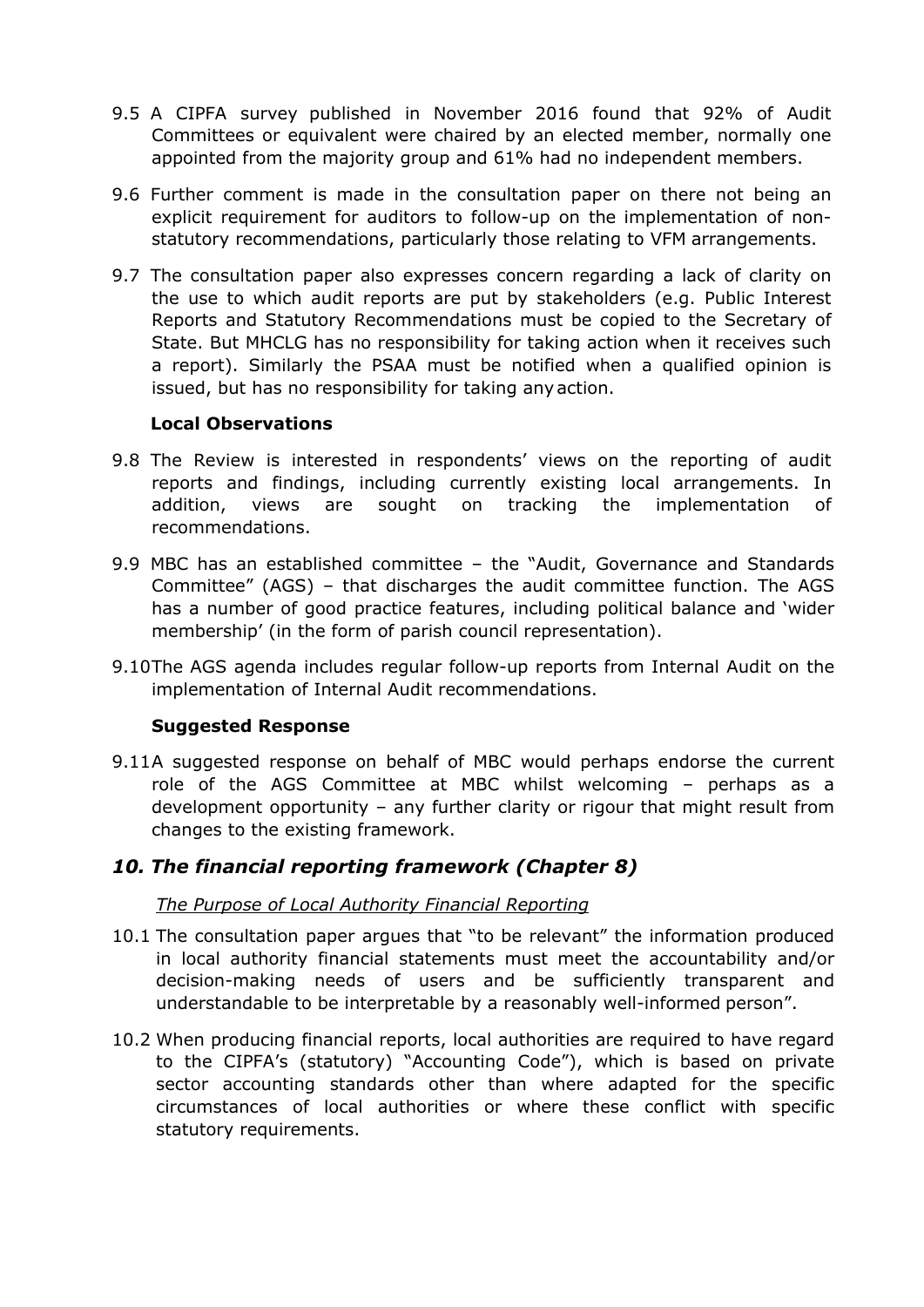9.5 A CIPFA survey published in November 2016 found that 92% of Audit Committees or equivalent were chaired by an elected member, normally one appointed from the majority group and 61% had no independent members.

9.6 Further comment is made in the consultation paper on there not being an explicit requirement for auditors to follow-up on the implementation of non-statutory recommendations, particularly those relating to VFM arrangements.

9.7 The consultation paper also expresses concern regarding a lack of clarity on the use to which audit reports are put by stakeholders (e.g. Public Interest Reports and Statutory Recommendations must be copied to the Secretary of State. But MHCLG has no responsibility for taking action when it receives such a report). Similarly the PSAA must be notified when a qualified opinion is issued, but has no responsibility for taking any action.

**Local Observations**

9.8 The Review is interested in respondents' views on the reporting of audit reports and findings, including currently existing local arrangements. In addition, views are sought on tracking the implementation of recommendations.

9.9 MBC has an established committee – the "Audit, Governance and Standards Committee" (AGS) – that discharges the audit committee function. The AGS has a number of good practice features, including political balance and 'wider membership' (in the form of parish council representation).

9.10 The AGS agenda includes regular follow-up reports from Internal Audit on the implementation of Internal Audit recommendations.

**Suggested Response**

9.11 A suggested response on behalf of MBC would perhaps endorse the current role of the AGS Committee at MBC whilst welcoming – perhaps as a development opportunity – any further clarity or rigour that might result from changes to the existing framework.

## *10. The financial reporting framework (Chapter 8)*

*The Purpose of Local Authority Financial Reporting*

10.1 The consultation paper argues that "to be relevant" the information produced in local authority financial statements must meet the accountability and/or decision-making needs of users and be sufficiently transparent and understandable to be interpretable by a reasonably well-informed person".

10.2 When producing financial reports, local authorities are required to have regard to the CIPFA's (statutory) "Accounting Code"), which is based on private sector accounting standards other than where adapted for the specific circumstances of local authorities or where these conflict with specific statutory requirements.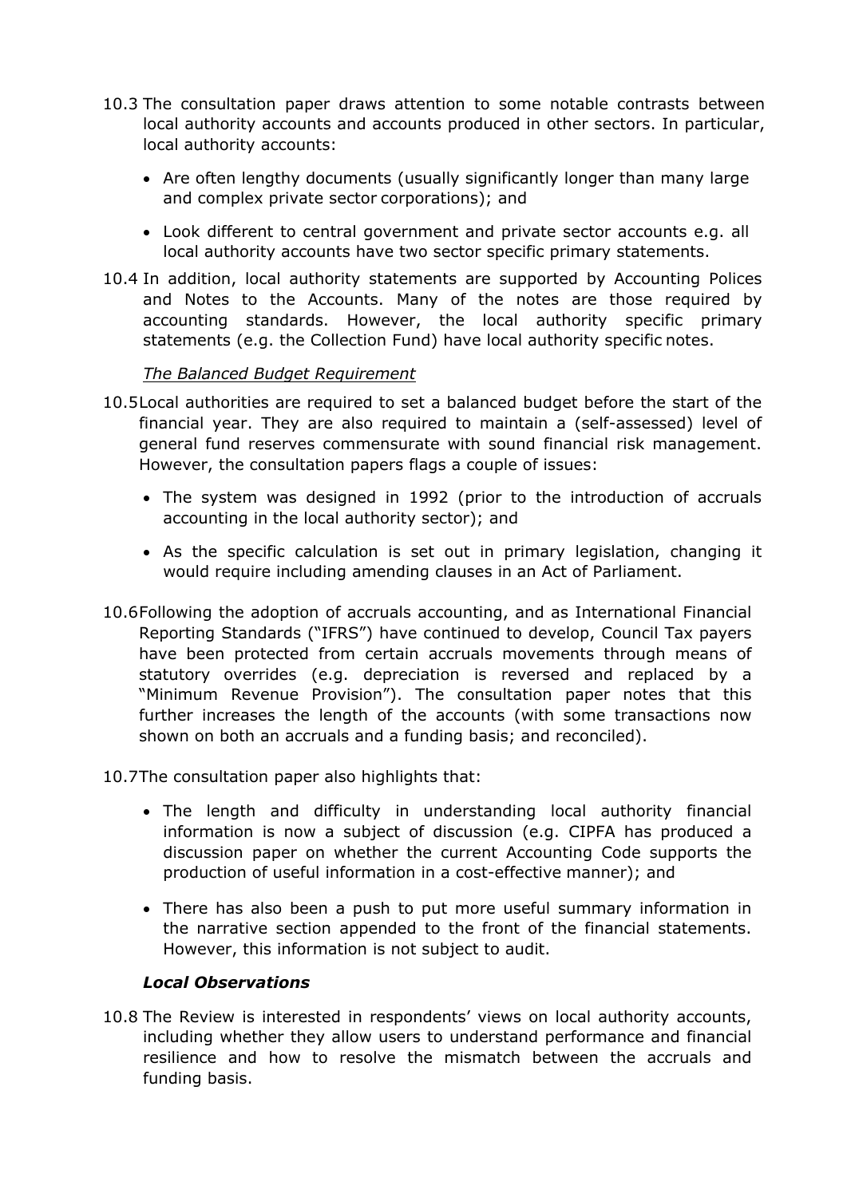10.3 The consultation paper draws attention to some notable contrasts between local authority accounts and accounts produced in other sectors. In particular, local authority accounts:

- Are often lengthy documents (usually significantly longer than many large and complex private sector corporations); and
- Look different to central government and private sector accounts e.g. all local authority accounts have two sector specific primary statements.

10.4 In addition, local authority statements are supported by Accounting Polices and Notes to the Accounts. Many of the notes are those required by accounting standards. However, the local authority specific primary statements (e.g. the Collection Fund) have local authority specific notes.

*The Balanced Budget Requirement*

10.5 Local authorities are required to set a balanced budget before the start of the financial year. They are also required to maintain a (self-assessed) level of general fund reserves commensurate with sound financial risk management. However, the consultation papers flags a couple of issues:

- The system was designed in 1992 (prior to the introduction of accruals accounting in the local authority sector); and
- As the specific calculation is set out in primary legislation, changing it would require including amending clauses in an Act of Parliament.

10.6 Following the adoption of accruals accounting, and as International Financial Reporting Standards ("IFRS") have continued to develop, Council Tax payers have been protected from certain accruals movements through means of statutory overrides (e.g. depreciation is reversed and replaced by a "Minimum Revenue Provision"). The consultation paper notes that this further increases the length of the accounts (with some transactions now shown on both an accruals and a funding basis; and reconciled).

10.7 The consultation paper also highlights that:

- The length and difficulty in understanding local authority financial information is now a subject of discussion (e.g. CIPFA has produced a discussion paper on whether the current Accounting Code supports the production of useful information in a cost-effective manner); and
- There has also been a push to put more useful summary information in the narrative section appended to the front of the financial statements. However, this information is not subject to audit.

***Local Observations***

10.8 The Review is interested in respondents' views on local authority accounts, including whether they allow users to understand performance and financial resilience and how to resolve the mismatch between the accruals and funding basis.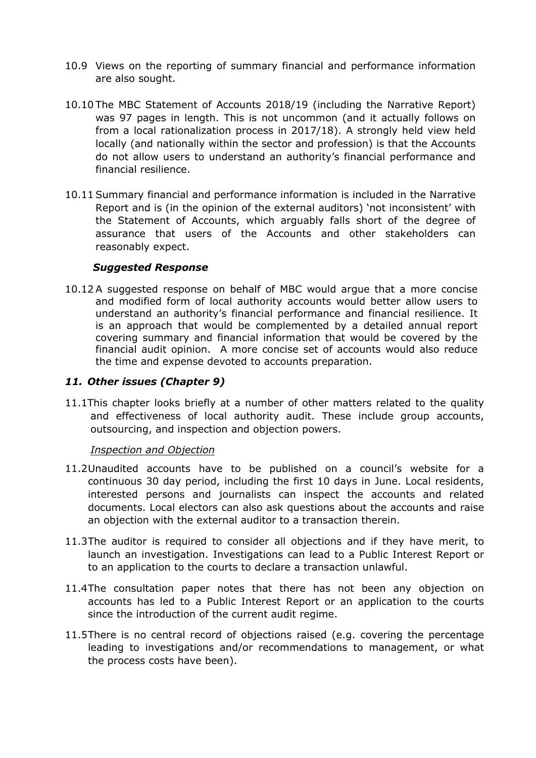10.9 Views on the reporting of summary financial and performance information are also sought.

10.10 The MBC Statement of Accounts 2018/19 (including the Narrative Report) was 97 pages in length. This is not uncommon (and it actually follows on from a local rationalization process in 2017/18). A strongly held view held locally (and nationally within the sector and profession) is that the Accounts do not allow users to understand an authority's financial performance and financial resilience.

10.11 Summary financial and performance information is included in the Narrative Report and is (in the opinion of the external auditors) 'not inconsistent' with the Statement of Accounts, which arguably falls short of the degree of assurance that users of the Accounts and other stakeholders can reasonably expect.

***Suggested Response***

10.12 A suggested response on behalf of MBC would argue that a more concise and modified form of local authority accounts would better allow users to understand an authority's financial performance and financial resilience. It is an approach that would be complemented by a detailed annual report covering summary and financial information that would be covered by the financial audit opinion. A more concise set of accounts would also reduce the time and expense devoted to accounts preparation.

### *11. Other issues (Chapter 9)*

11.1 This chapter looks briefly at a number of other matters related to the quality and effectiveness of local authority audit. These include group accounts, outsourcing, and inspection and objection powers.

*Inspection and Objection*

11.2 Unaudited accounts have to be published on a council's website for a continuous 30 day period, including the first 10 days in June. Local residents, interested persons and journalists can inspect the accounts and related documents. Local electors can also ask questions about the accounts and raise an objection with the external auditor to a transaction therein.

11.3 The auditor is required to consider all objections and if they have merit, to launch an investigation. Investigations can lead to a Public Interest Report or to an application to the courts to declare a transaction unlawful.

11.4 The consultation paper notes that there has not been any objection on accounts has led to a Public Interest Report or an application to the courts since the introduction of the current audit regime.

11.5 There is no central record of objections raised (e.g. covering the percentage leading to investigations and/or recommendations to management, or what the process costs have been).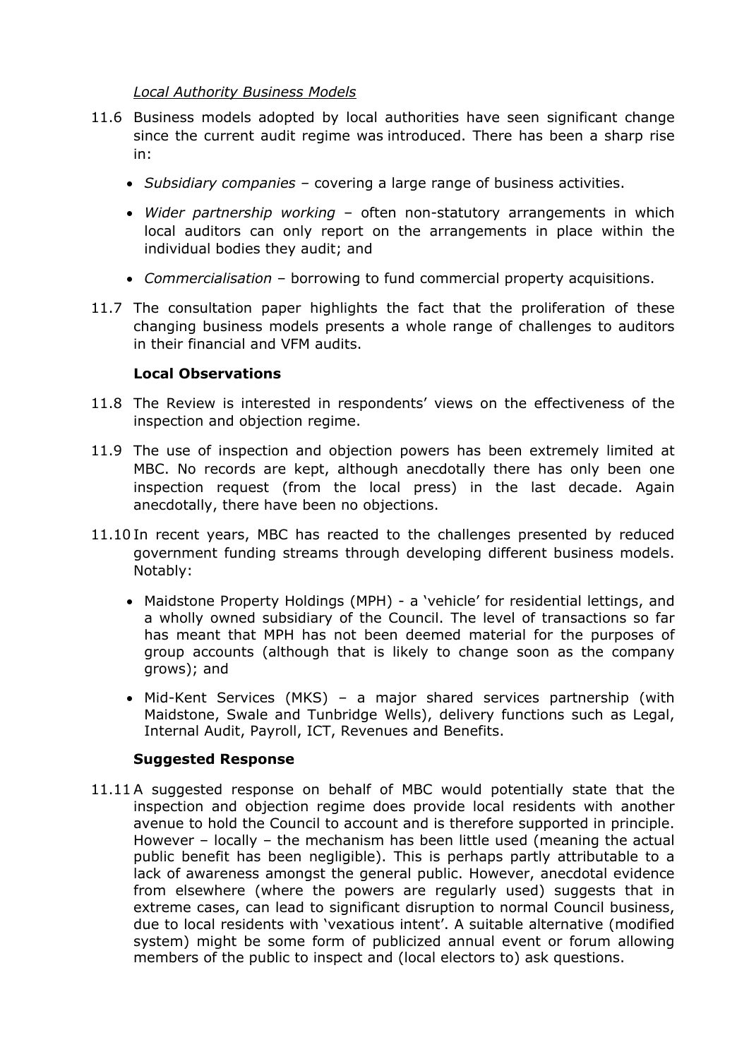*Local Authority Business Models*

11.6 Business models adopted by local authorities have seen significant change since the current audit regime was introduced. There has been a sharp rise in:

- *Subsidiary companies* – covering a large range of business activities.
- *Wider partnership working* – often non-statutory arrangements in which local auditors can only report on the arrangements in place within the individual bodies they audit; and
- *Commercialisation* – borrowing to fund commercial property acquisitions.

11.7 The consultation paper highlights the fact that the proliferation of these changing business models presents a whole range of challenges to auditors in their financial and VFM audits.

**Local Observations**

11.8 The Review is interested in respondents' views on the effectiveness of the inspection and objection regime.

11.9 The use of inspection and objection powers has been extremely limited at MBC. No records are kept, although anecdotally there has only been one inspection request (from the local press) in the last decade. Again anecdotally, there have been no objections.

11.10 In recent years, MBC has reacted to the challenges presented by reduced government funding streams through developing different business models. Notably:

- Maidstone Property Holdings (MPH) - a 'vehicle' for residential lettings, and a wholly owned subsidiary of the Council. The level of transactions so far has meant that MPH has not been deemed material for the purposes of group accounts (although that is likely to change soon as the company grows); and
- Mid-Kent Services (MKS) – a major shared services partnership (with Maidstone, Swale and Tunbridge Wells), delivery functions such as Legal, Internal Audit, Payroll, ICT, Revenues and Benefits.

**Suggested Response**

11.11 A suggested response on behalf of MBC would potentially state that the inspection and objection regime does provide local residents with another avenue to hold the Council to account and is therefore supported in principle. However – locally – the mechanism has been little used (meaning the actual public benefit has been negligible). This is perhaps partly attributable to a lack of awareness amongst the general public. However, anecdotal evidence from elsewhere (where the powers are regularly used) suggests that in extreme cases, can lead to significant disruption to normal Council business, due to local residents with 'vexatious intent'. A suitable alternative (modified system) might be some form of publicized annual event or forum allowing members of the public to inspect and (local electors to) ask questions.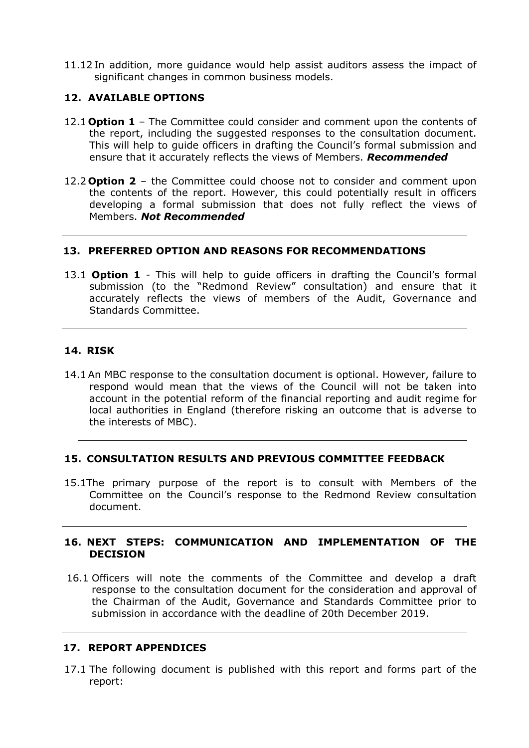11.12 In addition, more guidance would help assist auditors assess the impact of significant changes in common business models.

## 12. AVAILABLE OPTIONS

12.1 **Option 1** – The Committee could consider and comment upon the contents of the report, including the suggested responses to the consultation document. This will help to guide officers in drafting the Council's formal submission and ensure that it accurately reflects the views of Members. ***Recommended***

12.2 **Option 2** – the Committee could choose not to consider and comment upon the contents of the report. However, this could potentially result in officers developing a formal submission that does not fully reflect the views of Members. ***Not Recommended***

---

## 13. PREFERRED OPTION AND REASONS FOR RECOMMENDATIONS

13.1 **Option 1** - This will help to guide officers in drafting the Council's formal submission (to the "Redmond Review" consultation) and ensure that it accurately reflects the views of members of the Audit, Governance and Standards Committee.

---

## 14. RISK

14.1 An MBC response to the consultation document is optional. However, failure to respond would mean that the views of the Council will not be taken into account in the potential reform of the financial reporting and audit regime for local authorities in England (therefore risking an outcome that is adverse to the interests of MBC).

---

## 15. CONSULTATION RESULTS AND PREVIOUS COMMITTEE FEEDBACK

15.1 The primary purpose of the report is to consult with Members of the Committee on the Council's response to the Redmond Review consultation document.

---

## 16. NEXT STEPS: COMMUNICATION AND IMPLEMENTATION OF THE DECISION

16.1 Officers will note the comments of the Committee and develop a draft response to the consultation document for the consideration and approval of the Chairman of the Audit, Governance and Standards Committee prior to submission in accordance with the deadline of 20th December 2019.

---

## 17. REPORT APPENDICES

17.1 The following document is published with this report and forms part of the report: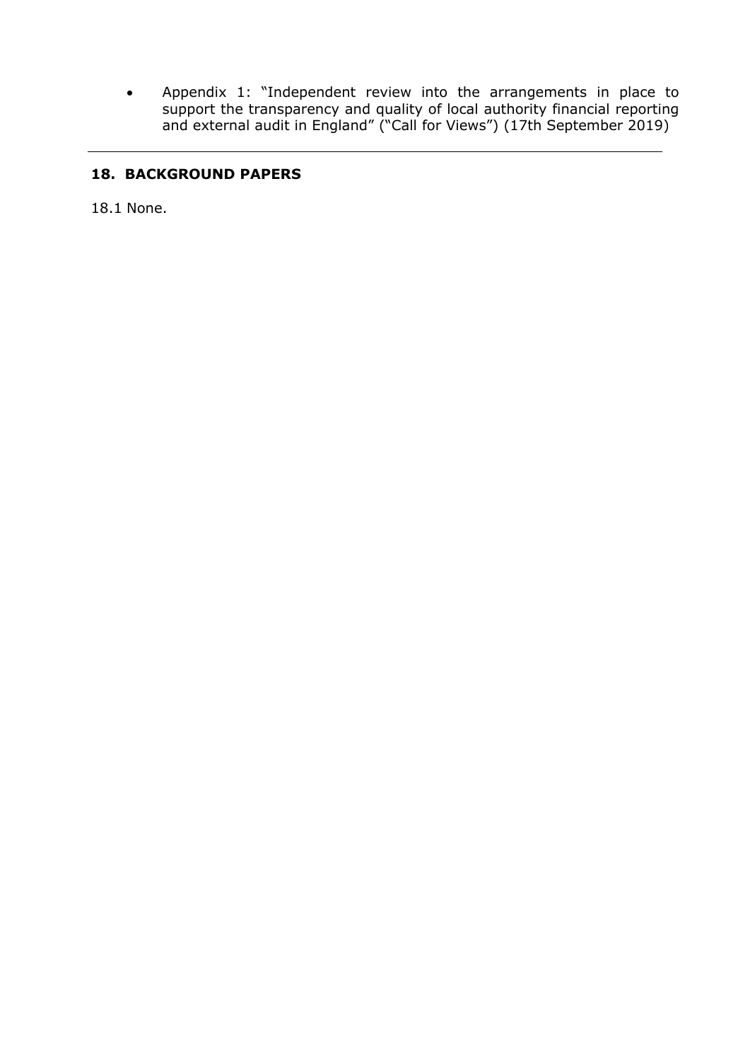- Appendix 1: "Independent review into the arrangements in place to support the transparency and quality of local authority financial reporting and external audit in England" ("Call for Views") (17th September 2019)

---

## 18. BACKGROUND PAPERS

18.1 None.